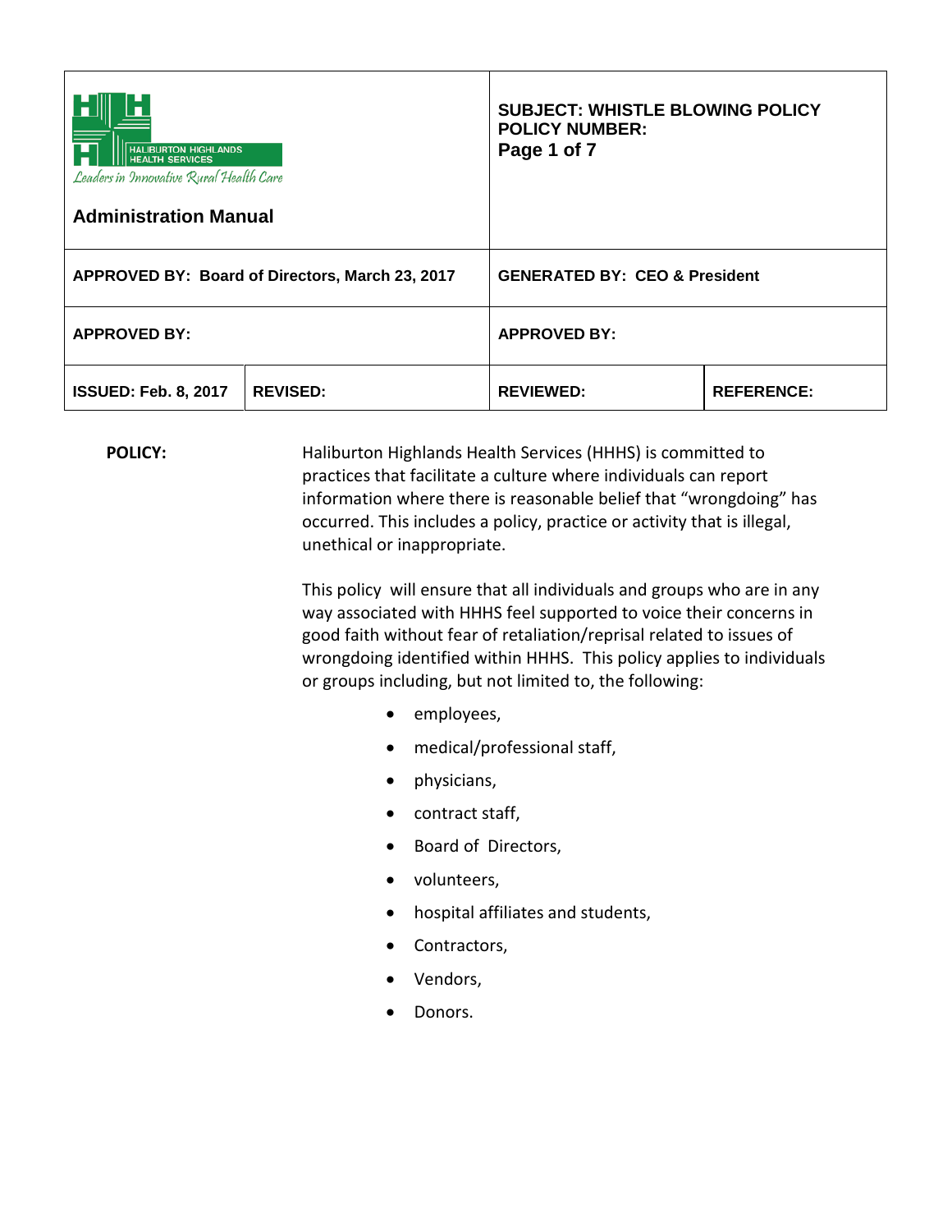| HALIBURTON HIGHLANDS HEALTH SERVICES<br>*Leaders in Innovative Rural Health Care*<br><br>**Administration Manual** | | **SUBJECT: WHISTLE BLOWING POLICY**<br>**POLICY NUMBER:**<br>**Page 1 of 7** | |
|---|---|---|---|
| **APPROVED BY: Board of Directors, March 23, 2017** | | **GENERATED BY: CEO & President** | |
| **APPROVED BY:** | | **APPROVED BY:** | |
| **ISSUED: Feb. 8, 2017** | **REVISED:** | **REVIEWED:** | **REFERENCE:** |

**POLICY:**

Haliburton Highlands Health Services (HHHS) is committed to practices that facilitate a culture where individuals can report information where there is reasonable belief that "wrongdoing" has occurred. This includes a policy, practice or activity that is illegal, unethical or inappropriate.

This policy will ensure that all individuals and groups who are in any way associated with HHHS feel supported to voice their concerns in good faith without fear of retaliation/reprisal related to issues of wrongdoing identified within HHHS. This policy applies to individuals or groups including, but not limited to, the following:

- employees,
- medical/professional staff,
- physicians,
- contract staff,
- Board of Directors,
- volunteers,
- hospital affiliates and students,
- Contractors,
- Vendors,
- Donors.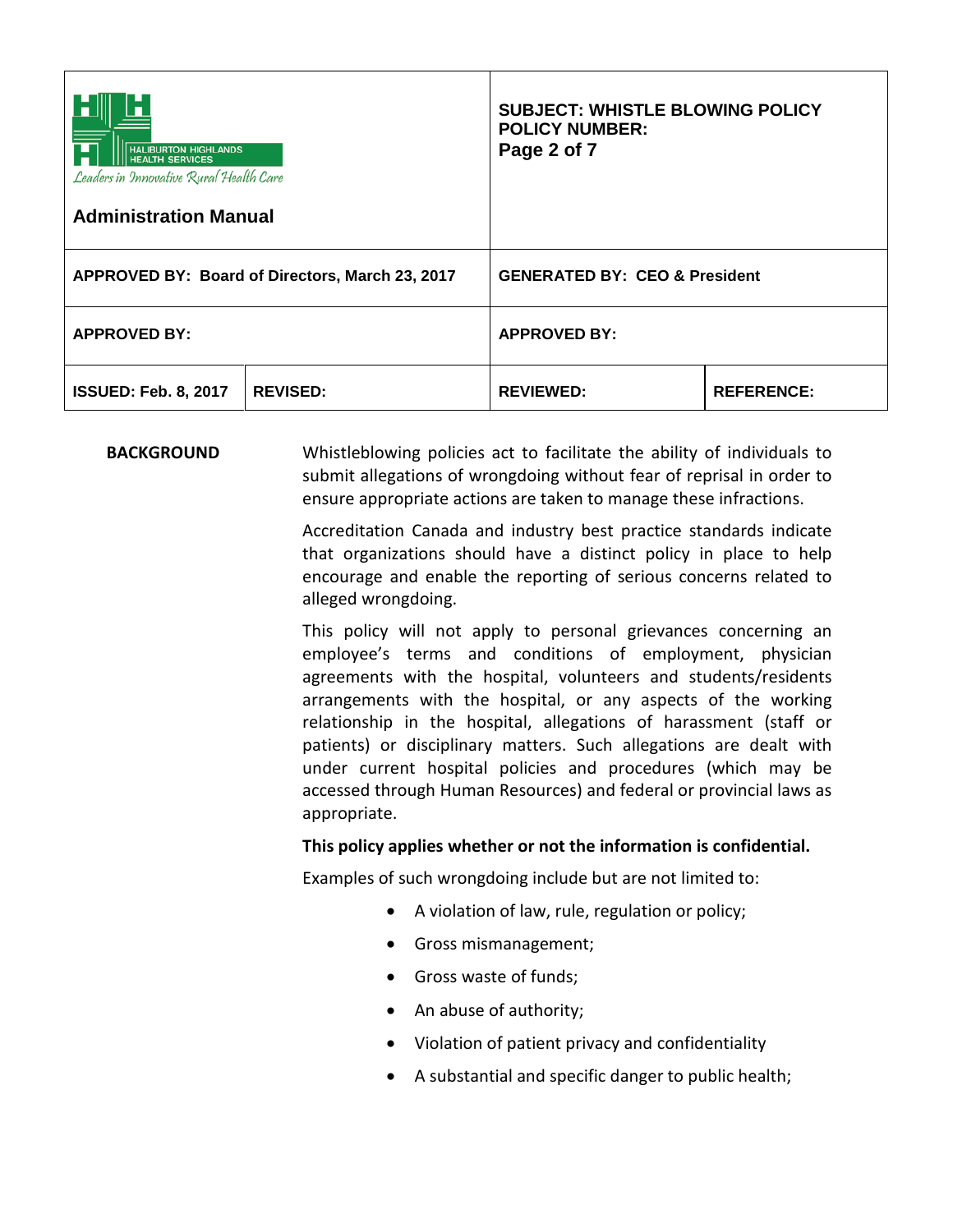| Haliburton Highlands Health Services — Leaders in Innovative Rural Health Care<br>**Administration Manual** | | **SUBJECT: WHISTLE BLOWING POLICY**<br>**POLICY NUMBER:** | |
|---|---|---|---|
| **APPROVED BY: Board of Directors, March 23, 2017** | | **GENERATED BY: CEO & President** | |
| **APPROVED BY:** | | **APPROVED BY:** | |
| **ISSUED: Feb. 8, 2017** | **REVISED:** | **REVIEWED:** | **REFERENCE:** |

## BACKGROUND

Whistleblowing policies act to facilitate the ability of individuals to submit allegations of wrongdoing without fear of reprisal in order to ensure appropriate actions are taken to manage these infractions.

Accreditation Canada and industry best practice standards indicate that organizations should have a distinct policy in place to help encourage and enable the reporting of serious concerns related to alleged wrongdoing.

This policy will not apply to personal grievances concerning an employee's terms and conditions of employment, physician agreements with the hospital, volunteers and students/residents arrangements with the hospital, or any aspects of the working relationship in the hospital, allegations of harassment (staff or patients) or disciplinary matters. Such allegations are dealt with under current hospital policies and procedures (which may be accessed through Human Resources) and federal or provincial laws as appropriate.

**This policy applies whether or not the information is confidential.**

Examples of such wrongdoing include but are not limited to:

- A violation of law, rule, regulation or policy;
- Gross mismanagement;
- Gross waste of funds;
- An abuse of authority;
- Violation of patient privacy and confidentiality
- A substantial and specific danger to public health;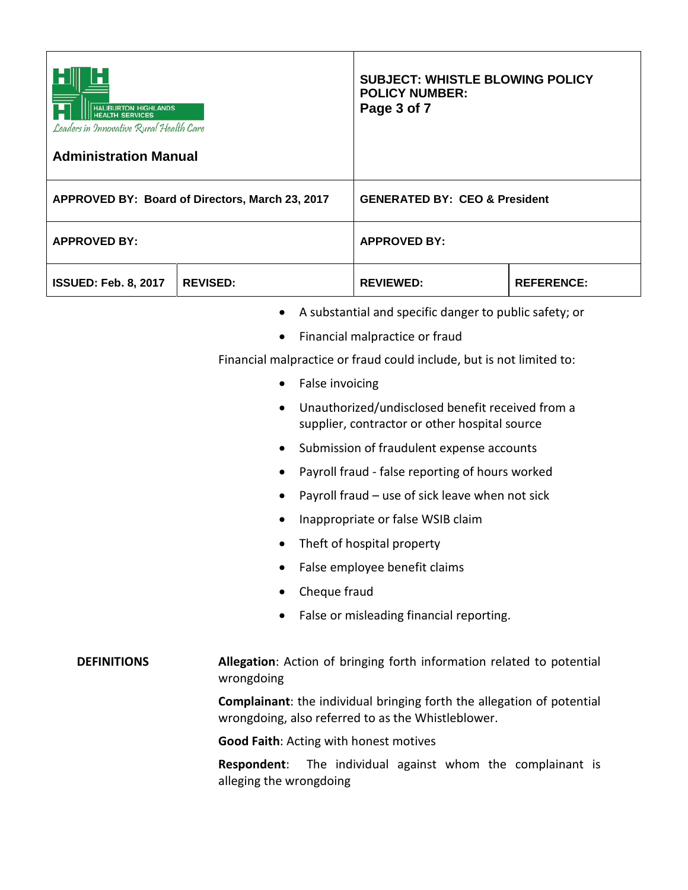- A substantial and specific danger to public safety; or
- Financial malpractice or fraud

Financial malpractice or fraud could include, but is not limited to:

- False invoicing
- Unauthorized/undisclosed benefit received from a supplier, contractor or other hospital source
- Submission of fraudulent expense accounts
- Payroll fraud - false reporting of hours worked
- Payroll fraud – use of sick leave when not sick
- Inappropriate or false WSIB claim
- Theft of hospital property
- False employee benefit claims
- Cheque fraud
- False or misleading financial reporting.

**DEFINITIONS**

**Allegation**: Action of bringing forth information related to potential wrongdoing

**Complainant**: the individual bringing forth the allegation of potential wrongdoing, also referred to as the Whistleblower.

**Good Faith**: Acting with honest motives

**Respondent**: The individual against whom the complainant is alleging the wrongdoing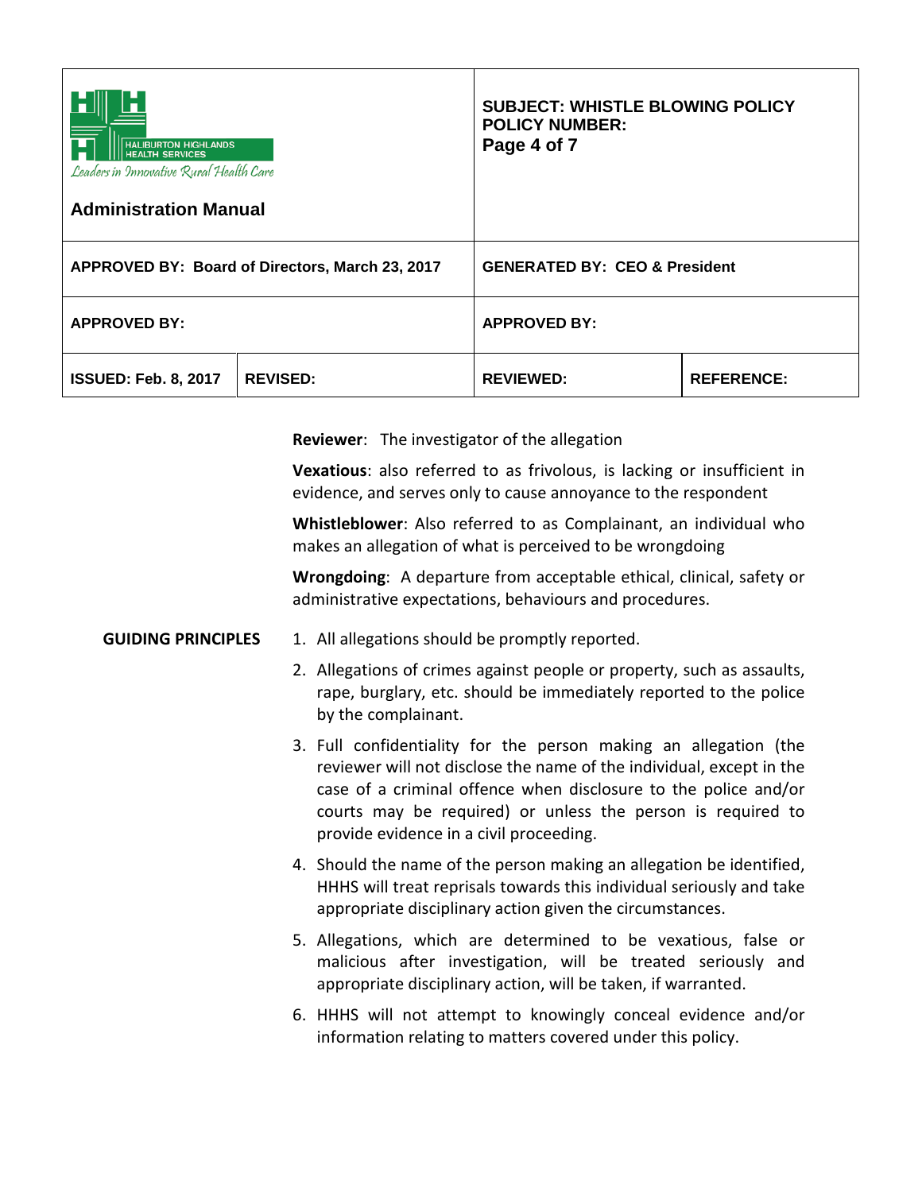**Reviewer**: The investigator of the allegation

**Vexatious**: also referred to as frivolous, is lacking or insufficient in evidence, and serves only to cause annoyance to the respondent

**Whistleblower**: Also referred to as Complainant, an individual who makes an allegation of what is perceived to be wrongdoing

**Wrongdoing**: A departure from acceptable ethical, clinical, safety or administrative expectations, behaviours and procedures.

**GUIDING PRINCIPLES**

1. All allegations should be promptly reported.
2. Allegations of crimes against people or property, such as assaults, rape, burglary, etc. should be immediately reported to the police by the complainant.
3. Full confidentiality for the person making an allegation (the reviewer will not disclose the name of the individual, except in the case of a criminal offence when disclosure to the police and/or courts may be required) or unless the person is required to provide evidence in a civil proceeding.
4. Should the name of the person making an allegation be identified, HHHS will treat reprisals towards this individual seriously and take appropriate disciplinary action given the circumstances.
5. Allegations, which are determined to be vexatious, false or malicious after investigation, will be treated seriously and appropriate disciplinary action, will be taken, if warranted.
6. HHHS will not attempt to knowingly conceal evidence and/or information relating to matters covered under this policy.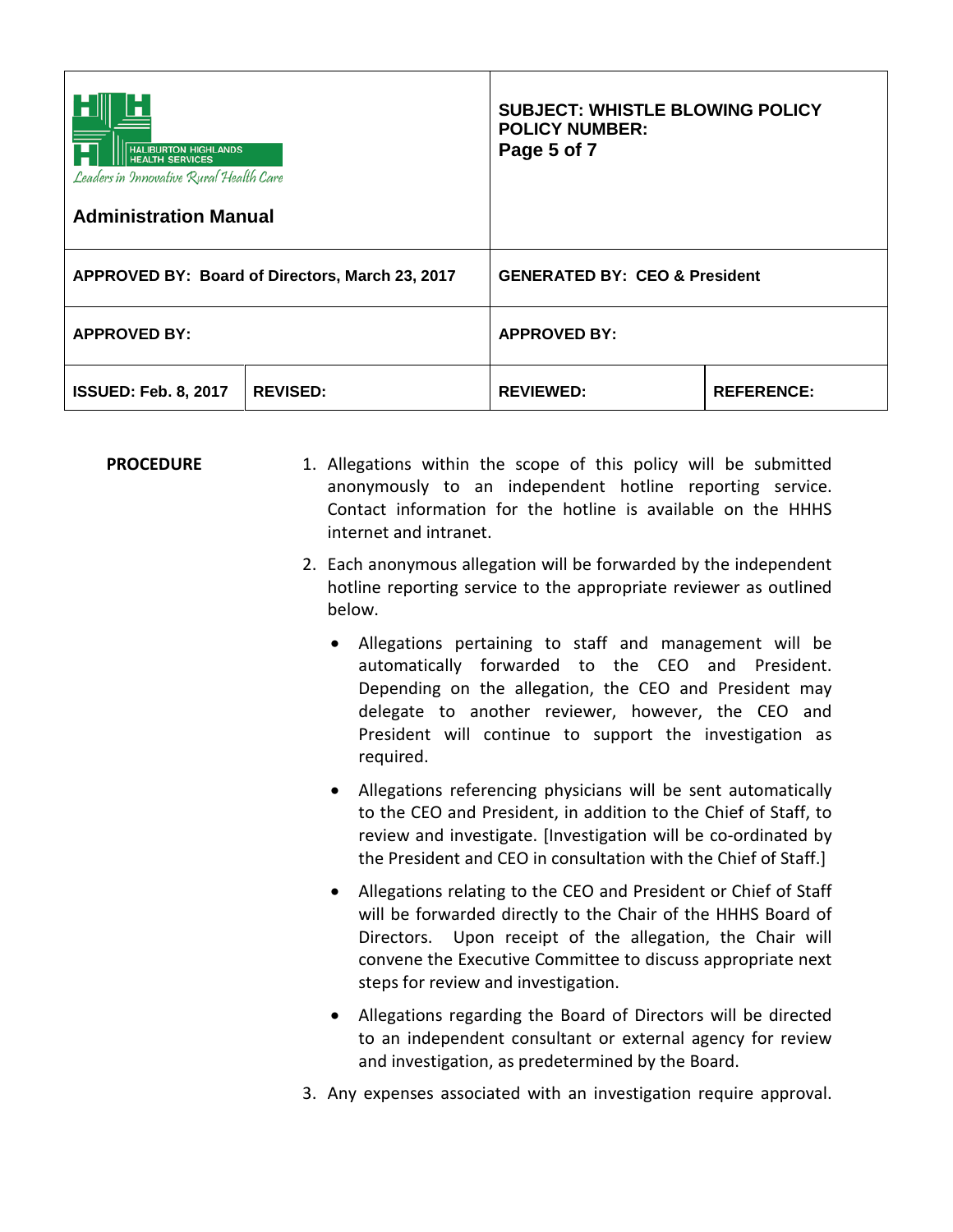**PROCEDURE**

1. Allegations within the scope of this policy will be submitted anonymously to an independent hotline reporting service. Contact information for the hotline is available on the HHHS internet and intranet.
2. Each anonymous allegation will be forwarded by the independent hotline reporting service to the appropriate reviewer as outlined below.
   - Allegations pertaining to staff and management will be automatically forwarded to the CEO and President. Depending on the allegation, the CEO and President may delegate to another reviewer, however, the CEO and President will continue to support the investigation as required.
   - Allegations referencing physicians will be sent automatically to the CEO and President, in addition to the Chief of Staff, to review and investigate. [Investigation will be co-ordinated by the President and CEO in consultation with the Chief of Staff.]
   - Allegations relating to the CEO and President or Chief of Staff will be forwarded directly to the Chair of the HHHS Board of Directors. Upon receipt of the allegation, the Chair will convene the Executive Committee to discuss appropriate next steps for review and investigation.
   - Allegations regarding the Board of Directors will be directed to an independent consultant or external agency for review and investigation, as predetermined by the Board.
3. Any expenses associated with an investigation require approval.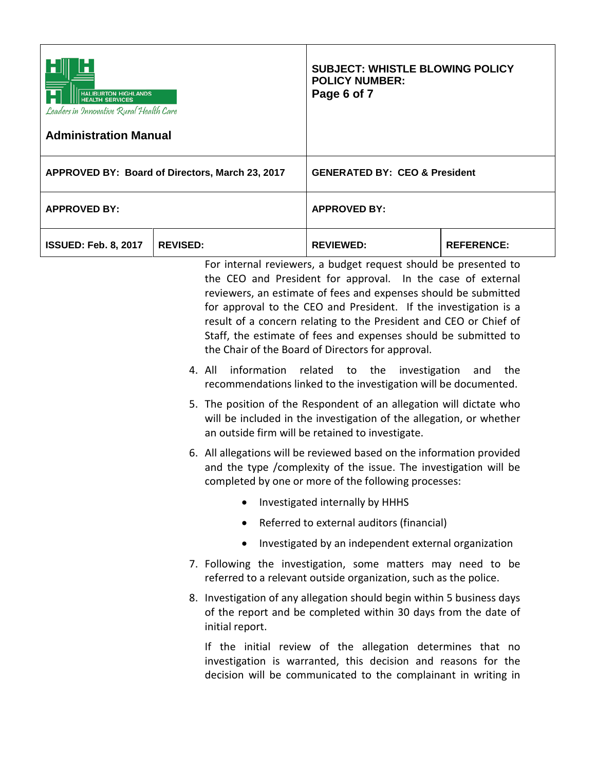For internal reviewers, a budget request should be presented to the CEO and President for approval. In the case of external reviewers, an estimate of fees and expenses should be submitted for approval to the CEO and President. If the investigation is a result of a concern relating to the President and CEO or Chief of Staff, the estimate of fees and expenses should be submitted to the Chair of the Board of Directors for approval.

4. All information related to the investigation and the recommendations linked to the investigation will be documented.

5. The position of the Respondent of an allegation will dictate who will be included in the investigation of the allegation, or whether an outside firm will be retained to investigate.

6. All allegations will be reviewed based on the information provided and the type /complexity of the issue. The investigation will be completed by one or more of the following processes:

   - Investigated internally by HHHS
   - Referred to external auditors (financial)
   - Investigated by an independent external organization

7. Following the investigation, some matters may need to be referred to a relevant outside organization, such as the police.

8. Investigation of any allegation should begin within 5 business days of the report and be completed within 30 days from the date of initial report.

   If the initial review of the allegation determines that no investigation is warranted, this decision and reasons for the decision will be communicated to the complainant in writing in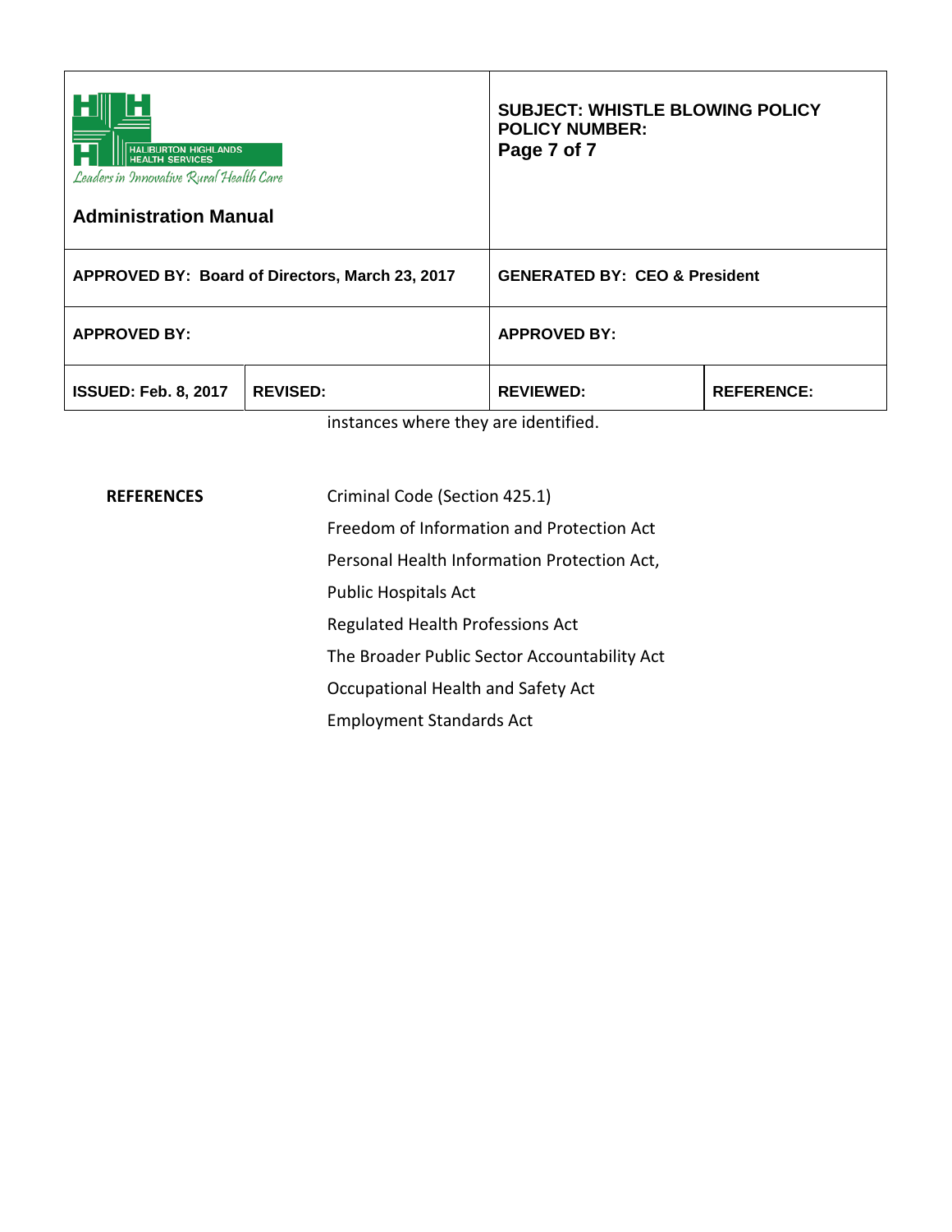instances where they are identified.

**REFERENCES**

Criminal Code (Section 425.1)

Freedom of Information and Protection Act

Personal Health Information Protection Act,

Public Hospitals Act

Regulated Health Professions Act

The Broader Public Sector Accountability Act

Occupational Health and Safety Act

Employment Standards Act